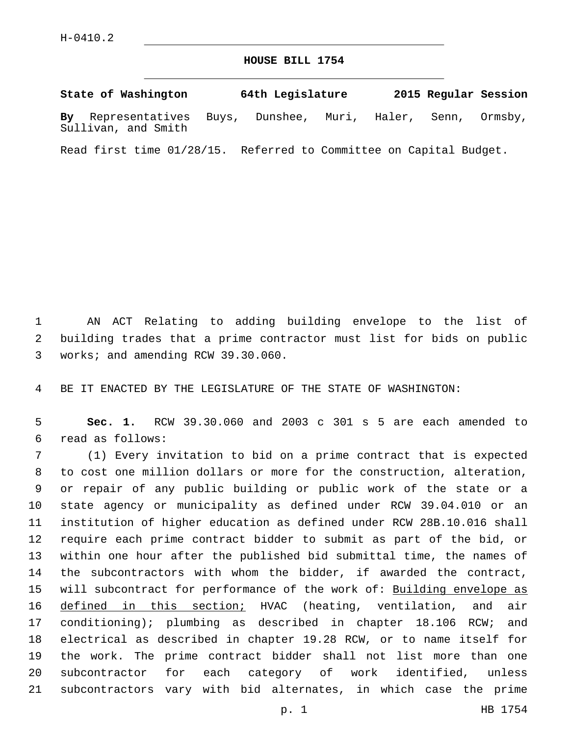H-0410.2

# HOUSE BILL 1754

**State of Washington 64th Legislature 2015 Regular Session**

**By** Representatives Buys, Dunshee, Muri, Haler, Senn, Ormsby, Sullivan, and Smith

Read first time 01/28/15. Referred to Committee on Capital Budget.

AN ACT Relating to adding building envelope to the list of building trades that a prime contractor must list for bids on public works; and amending RCW 39.30.060.

BE IT ENACTED BY THE LEGISLATURE OF THE STATE OF WASHINGTON:

**Sec. 1.** RCW 39.30.060 and 2003 c 301 s 5 are each amended to read as follows:

(1) Every invitation to bid on a prime contract that is expected to cost one million dollars or more for the construction, alteration, or repair of any public building or public work of the state or a state agency or municipality as defined under RCW 39.04.010 or an institution of higher education as defined under RCW 28B.10.016 shall require each prime contract bidder to submit as part of the bid, or within one hour after the published bid submittal time, the names of the subcontractors with whom the bidder, if awarded the contract, will subcontract for performance of the work of: <u>Building envelope as defined in this section;</u> HVAC (heating, ventilation, and air conditioning); plumbing as described in chapter 18.106 RCW; and electrical as described in chapter 19.28 RCW, or to name itself for the work. The prime contract bidder shall not list more than one subcontractor for each category of work identified, unless subcontractors vary with bid alternates, in which case the prime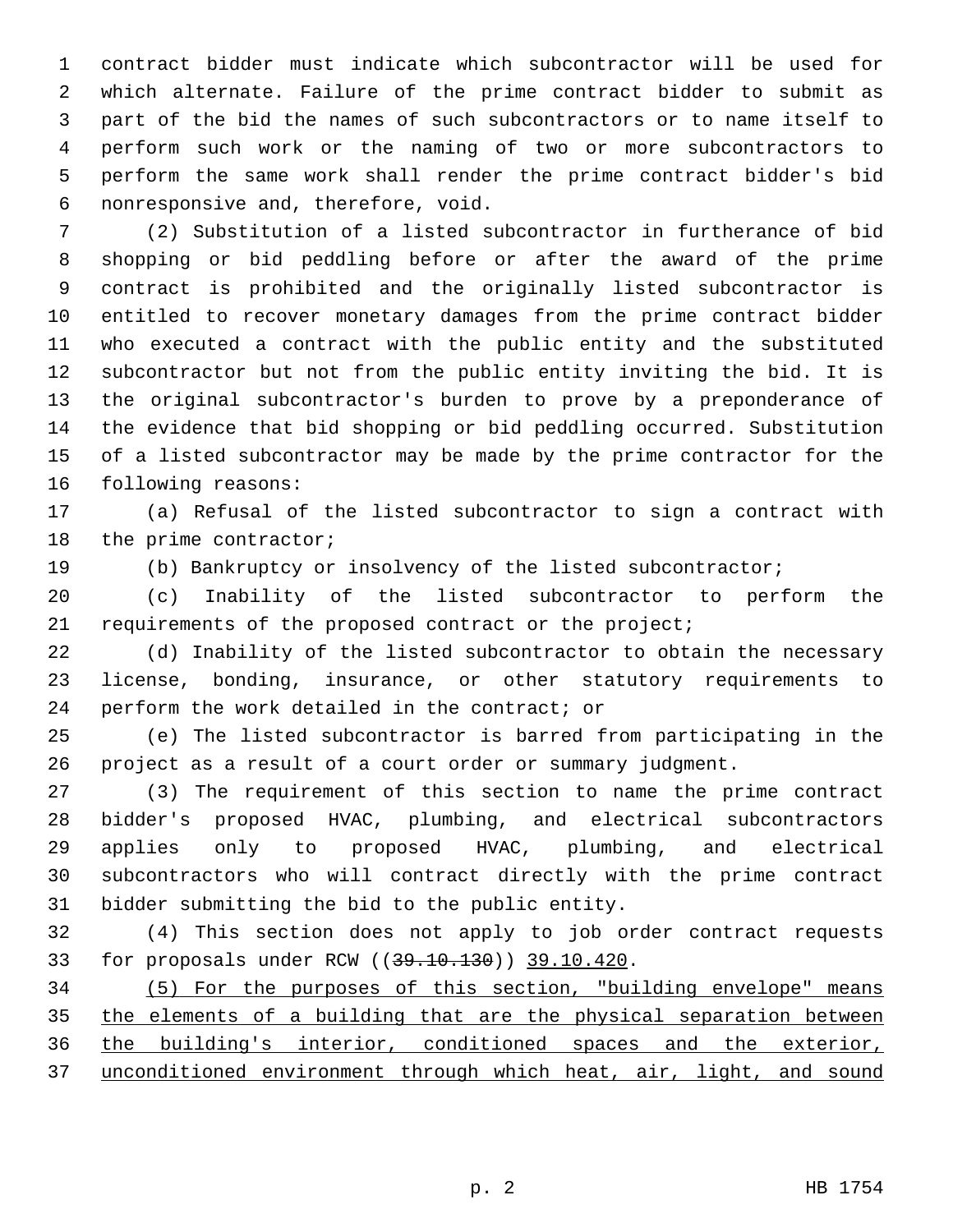contract bidder must indicate which subcontractor will be used for which alternate. Failure of the prime contract bidder to submit as part of the bid the names of such subcontractors or to name itself to perform such work or the naming of two or more subcontractors to perform the same work shall render the prime contract bidder's bid nonresponsive and, therefore, void.

(2) Substitution of a listed subcontractor in furtherance of bid shopping or bid peddling before or after the award of the prime contract is prohibited and the originally listed subcontractor is entitled to recover monetary damages from the prime contract bidder who executed a contract with the public entity and the substituted subcontractor but not from the public entity inviting the bid. It is the original subcontractor's burden to prove by a preponderance of the evidence that bid shopping or bid peddling occurred. Substitution of a listed subcontractor may be made by the prime contractor for the following reasons:

(a) Refusal of the listed subcontractor to sign a contract with the prime contractor;

(b) Bankruptcy or insolvency of the listed subcontractor;

(c) Inability of the listed subcontractor to perform the requirements of the proposed contract or the project;

(d) Inability of the listed subcontractor to obtain the necessary license, bonding, insurance, or other statutory requirements to perform the work detailed in the contract; or

(e) The listed subcontractor is barred from participating in the project as a result of a court order or summary judgment.

(3) The requirement of this section to name the prime contract bidder's proposed HVAC, plumbing, and electrical subcontractors applies only to proposed HVAC, plumbing, and electrical subcontractors who will contract directly with the prime contract bidder submitting the bid to the public entity.

(4) This section does not apply to job order contract requests for proposals under RCW ((~~39.10.130~~)) <u>39.10.420</u>.

<u>(5) For the purposes of this section, "building envelope" means the elements of a building that are the physical separation between the building's interior, conditioned spaces and the exterior, unconditioned environment through which heat, air, light, and sound</u>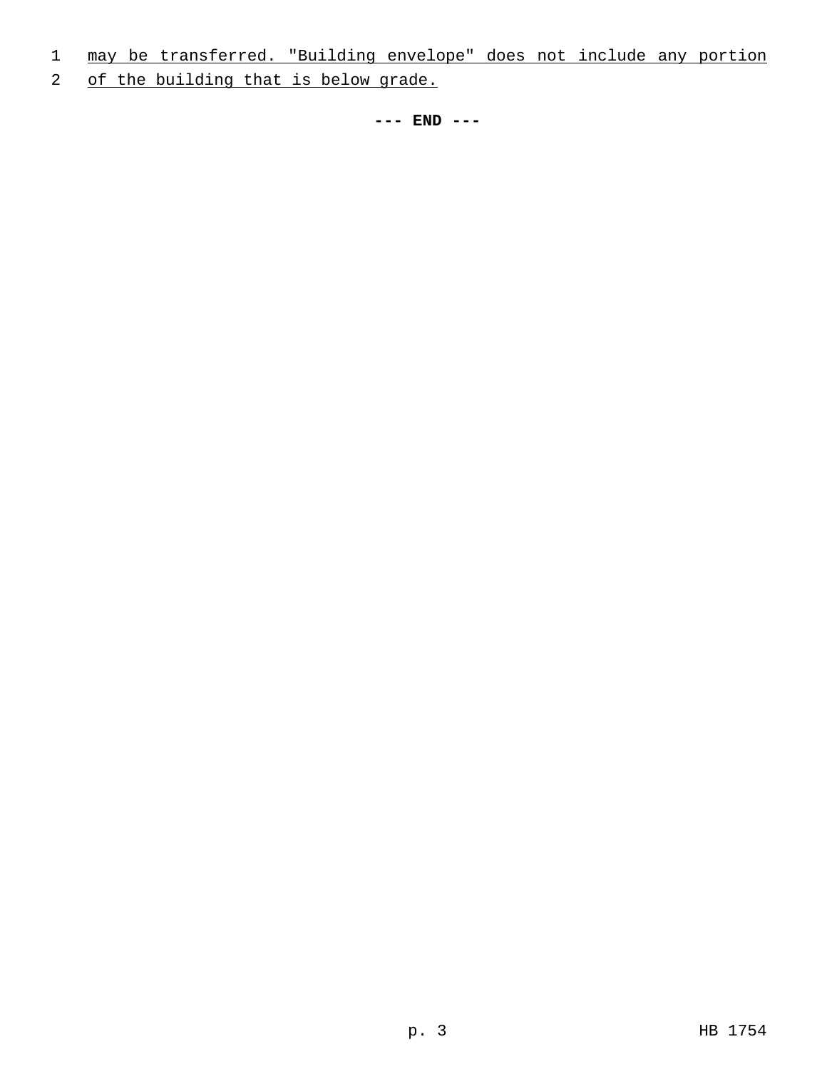may be transferred. "Building envelope" does not include any portion of the building that is below grade.

**--- END ---**